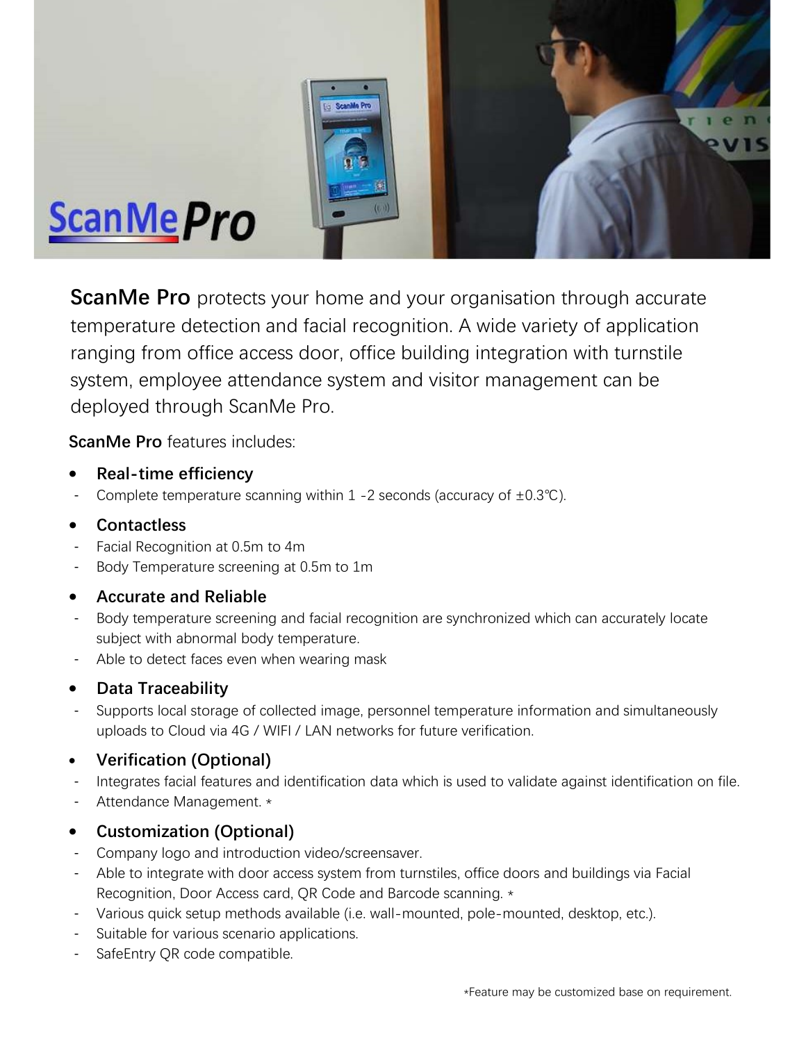# ScanMe Pro

**ScanMe Pro** protects your home and your organisation through accurate temperature detection and facial recognition. A wide variety of application ranging from office access door, office building integration with turnstile system, employee attendance system and visitor management can be deployed through ScanMe Pro.

**ScanMe Pro** features includes:

- **Real-time efficiency**
  - Complete temperature scanning within 1 -2 seconds (accuracy of ±0.3℃).
- **Contactless**
  - Facial Recognition at 0.5m to 4m
  - Body Temperature screening at 0.5m to 1m
- **Accurate and Reliable**
  - Body temperature screening and facial recognition are synchronized which can accurately locate subject with abnormal body temperature.
  - Able to detect faces even when wearing mask
- **Data Traceability**
  - Supports local storage of collected image, personnel temperature information and simultaneously uploads to Cloud via 4G / WIFI / LAN networks for future verification.
- **Verification (Optional)**
  - Integrates facial features and identification data which is used to validate against identification on file.
  - Attendance Management. *
- **Customization (Optional)**
  - Company logo and introduction video/screensaver.
  - Able to integrate with door access system from turnstiles, office doors and buildings via Facial Recognition, Door Access card, QR Code and Barcode scanning. *
  - Various quick setup methods available (i.e. wall-mounted, pole-mounted, desktop, etc.).
  - Suitable for various scenario applications.
  - SafeEntry QR code compatible.

*Feature may be customized base on requirement.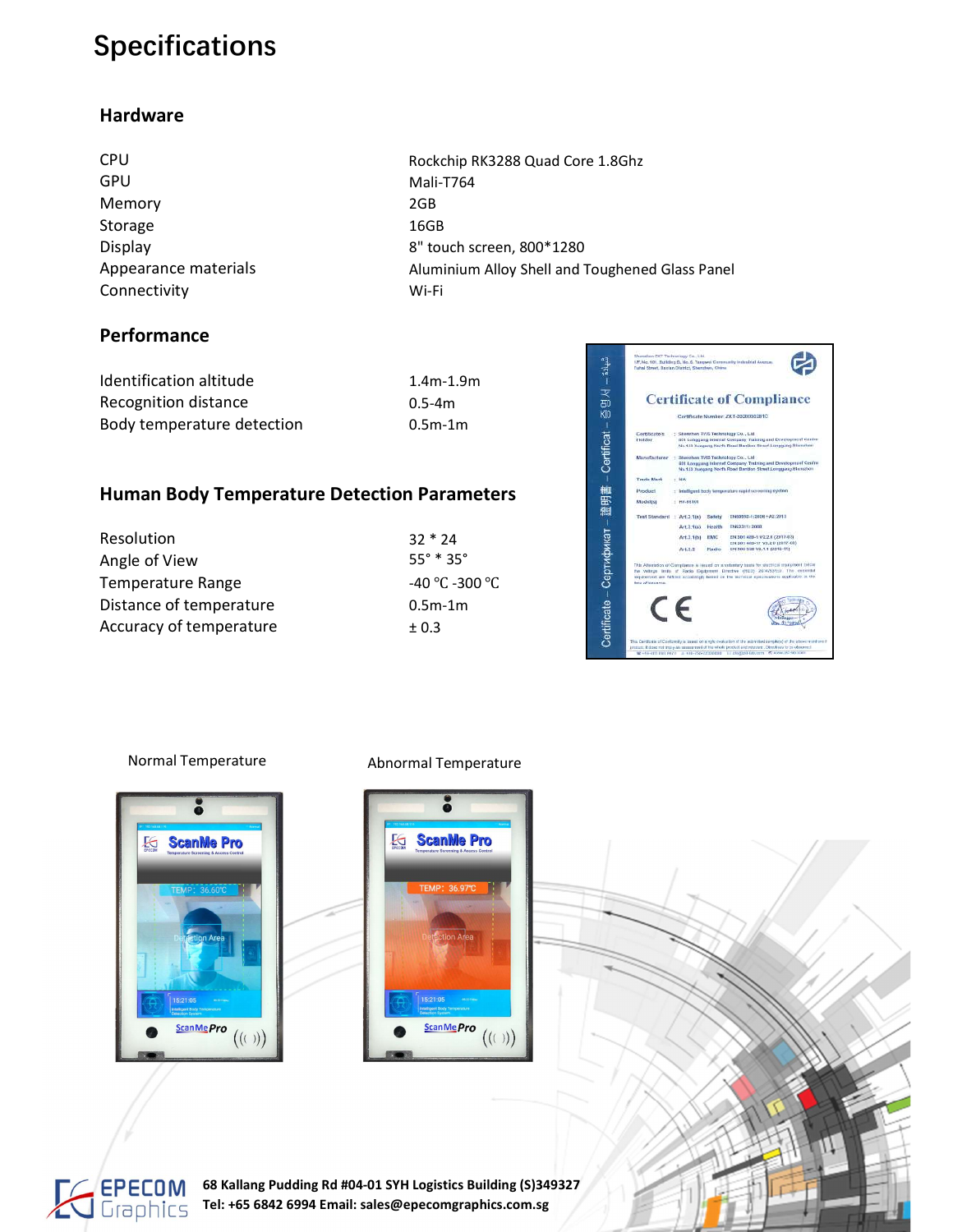# Specifications

## Hardware

| | |
|---|---|
| CPU | Rockchip RK3288 Quad Core 1.8Ghz |
| GPU | Mali-T764 |
| Memory | 2GB |
| Storage | 16GB |
| Display | 8" touch screen, 800*1280 |
| Appearance materials | Aluminium Alloy Shell and Toughened Glass Panel |
| Connectivity | Wi-Fi |

## Performance

| | |
|---|---|
| Identification altitude | 1.4m-1.9m |
| Recognition distance | 0.5-4m |
| Body temperature detection | 0.5m-1m |

## Human Body Temperature Detection Parameters

| | |
|---|---|
| Resolution | 32 * 24 |
| Angle of View | 55° * 35° |
| Temperature Range | -40 °C -300 °C |
| Distance of temperature | 0.5m-1m |
| Accuracy of temperature | ± 0.3 |

Normal Temperature

Abnormal Temperature

68 Kallang Pudding Rd #04-01 SYH Logistics Building (S)349327

Tel: +65 6842 6994 Email: sales@epecomgraphics.com.sg